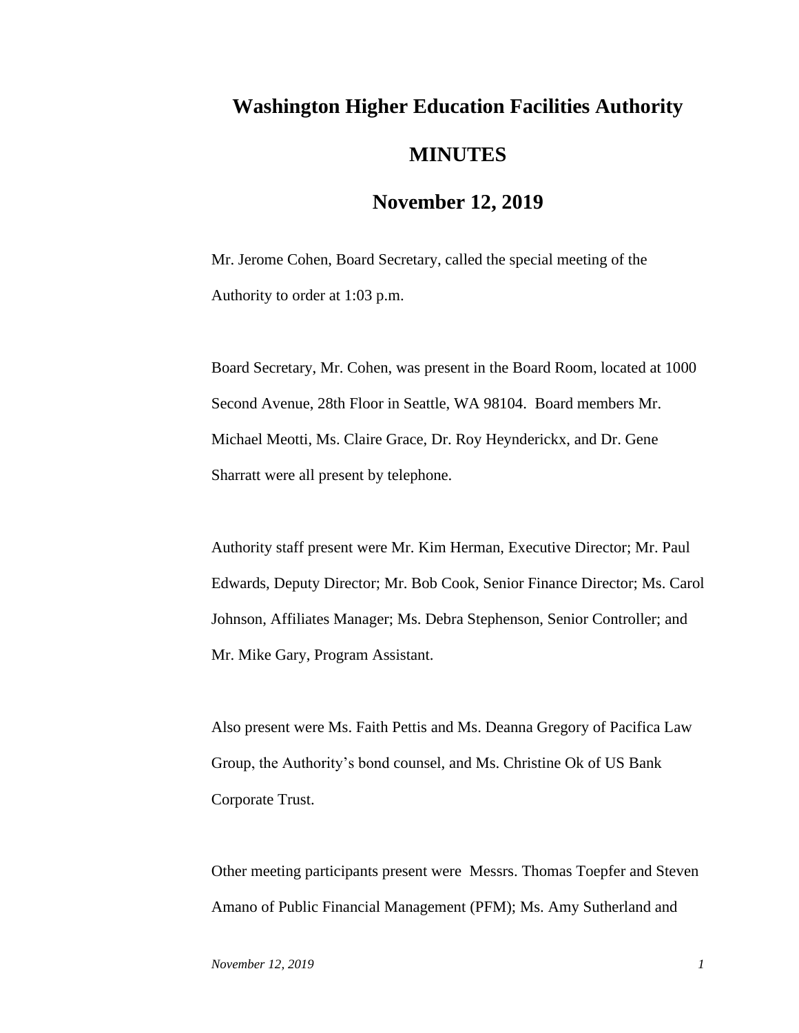# Washington Higher Education Facilities Authority

## MINUTES

## November 12, 2019

Mr. Jerome Cohen, Board Secretary, called the special meeting of the Authority to order at 1:03 p.m.

Board Secretary, Mr. Cohen, was present in the Board Room, located at 1000 Second Avenue, 28th Floor in Seattle, WA 98104. Board members Mr. Michael Meotti, Ms. Claire Grace, Dr. Roy Heynderickx, and Dr. Gene Sharratt were all present by telephone.

Authority staff present were Mr. Kim Herman, Executive Director; Mr. Paul Edwards, Deputy Director; Mr. Bob Cook, Senior Finance Director; Ms. Carol Johnson, Affiliates Manager; Ms. Debra Stephenson, Senior Controller; and Mr. Mike Gary, Program Assistant.

Also present were Ms. Faith Pettis and Ms. Deanna Gregory of Pacifica Law Group, the Authority's bond counsel, and Ms. Christine Ok of US Bank Corporate Trust.

Other meeting participants present were Messrs. Thomas Toepfer and Steven Amano of Public Financial Management (PFM); Ms. Amy Sutherland and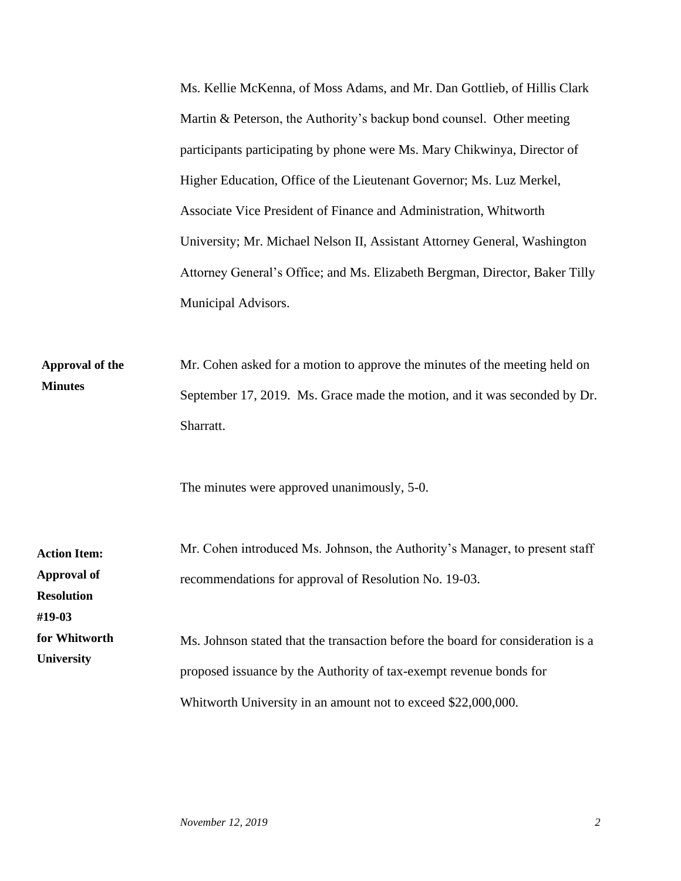Ms. Kellie McKenna, of Moss Adams, and Mr. Dan Gottlieb, of Hillis Clark Martin & Peterson, the Authority's backup bond counsel. Other meeting participants participating by phone were Ms. Mary Chikwinya, Director of Higher Education, Office of the Lieutenant Governor; Ms. Luz Merkel, Associate Vice President of Finance and Administration, Whitworth University; Mr. Michael Nelson II, Assistant Attorney General, Washington Attorney General's Office; and Ms. Elizabeth Bergman, Director, Baker Tilly Municipal Advisors.

**Approval of the Minutes**

Mr. Cohen asked for a motion to approve the minutes of the meeting held on September 17, 2019. Ms. Grace made the motion, and it was seconded by Dr. Sharratt.

The minutes were approved unanimously, 5-0.

**Action Item: Approval of Resolution #19-03 for Whitworth University**

Mr. Cohen introduced Ms. Johnson, the Authority's Manager, to present staff recommendations for approval of Resolution No. 19-03.

Ms. Johnson stated that the transaction before the board for consideration is a proposed issuance by the Authority of tax-exempt revenue bonds for Whitworth University in an amount not to exceed $22,000,000.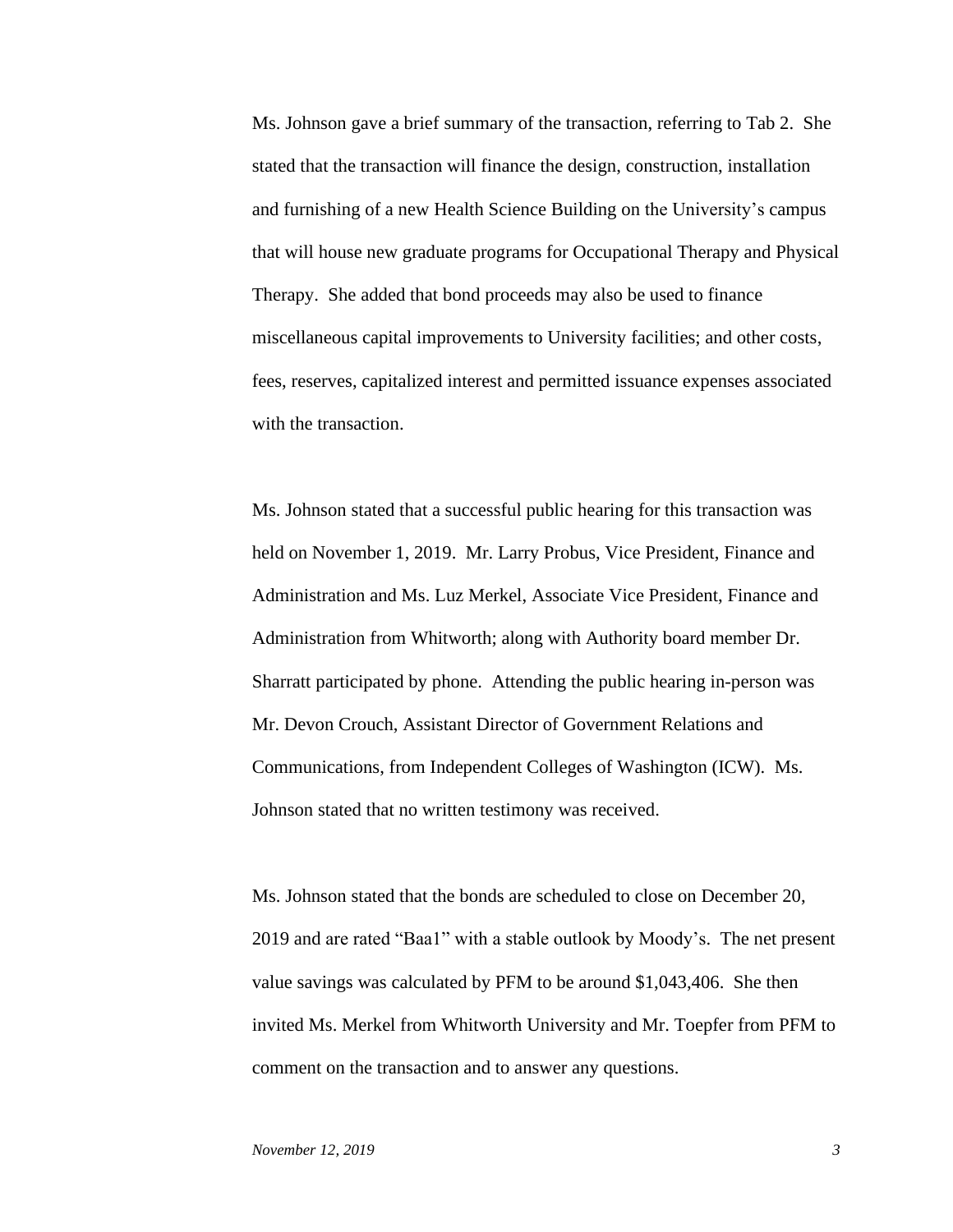Ms. Johnson gave a brief summary of the transaction, referring to Tab 2. She stated that the transaction will finance the design, construction, installation and furnishing of a new Health Science Building on the University's campus that will house new graduate programs for Occupational Therapy and Physical Therapy. She added that bond proceeds may also be used to finance miscellaneous capital improvements to University facilities; and other costs, fees, reserves, capitalized interest and permitted issuance expenses associated with the transaction.

Ms. Johnson stated that a successful public hearing for this transaction was held on November 1, 2019. Mr. Larry Probus, Vice President, Finance and Administration and Ms. Luz Merkel, Associate Vice President, Finance and Administration from Whitworth; along with Authority board member Dr. Sharratt participated by phone. Attending the public hearing in-person was Mr. Devon Crouch, Assistant Director of Government Relations and Communications, from Independent Colleges of Washington (ICW). Ms. Johnson stated that no written testimony was received.

Ms. Johnson stated that the bonds are scheduled to close on December 20, 2019 and are rated "Baa1" with a stable outlook by Moody's. The net present value savings was calculated by PFM to be around $1,043,406. She then invited Ms. Merkel from Whitworth University and Mr. Toepfer from PFM to comment on the transaction and to answer any questions.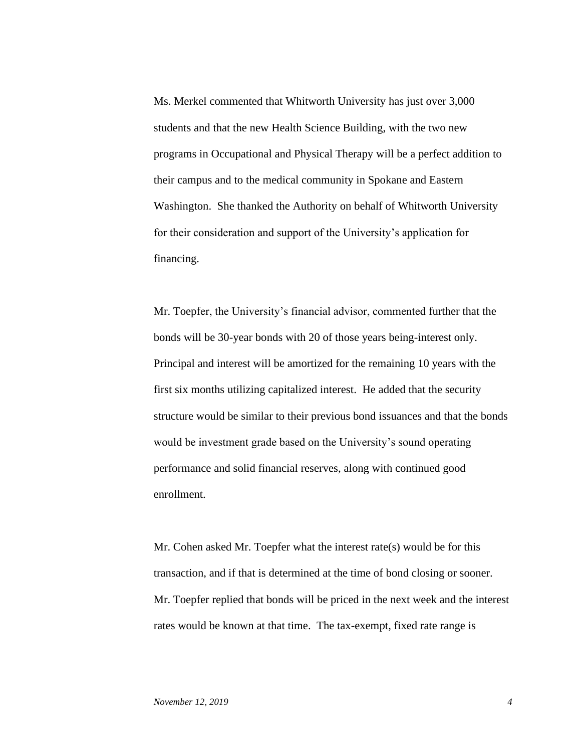Ms. Merkel commented that Whitworth University has just over 3,000 students and that the new Health Science Building, with the two new programs in Occupational and Physical Therapy will be a perfect addition to their campus and to the medical community in Spokane and Eastern Washington. She thanked the Authority on behalf of Whitworth University for their consideration and support of the University's application for financing.

Mr. Toepfer, the University's financial advisor, commented further that the bonds will be 30-year bonds with 20 of those years being-interest only. Principal and interest will be amortized for the remaining 10 years with the first six months utilizing capitalized interest. He added that the security structure would be similar to their previous bond issuances and that the bonds would be investment grade based on the University's sound operating performance and solid financial reserves, along with continued good enrollment.

Mr. Cohen asked Mr. Toepfer what the interest rate(s) would be for this transaction, and if that is determined at the time of bond closing or sooner. Mr. Toepfer replied that bonds will be priced in the next week and the interest rates would be known at that time. The tax-exempt, fixed rate range is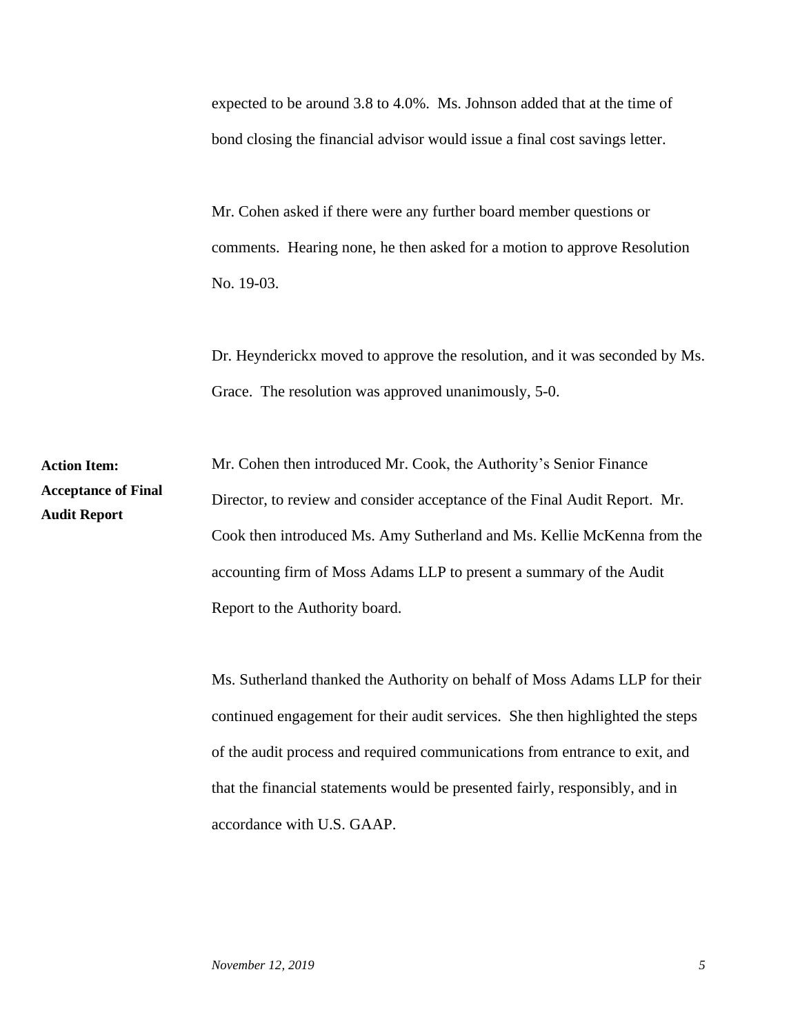expected to be around 3.8 to 4.0%. Ms. Johnson added that at the time of bond closing the financial advisor would issue a final cost savings letter.

Mr. Cohen asked if there were any further board member questions or comments. Hearing none, he then asked for a motion to approve Resolution No. 19-03.

Dr. Heynderickx moved to approve the resolution, and it was seconded by Ms. Grace. The resolution was approved unanimously, 5-0.

**Action Item: Acceptance of Final Audit Report**

Mr. Cohen then introduced Mr. Cook, the Authority's Senior Finance Director, to review and consider acceptance of the Final Audit Report. Mr. Cook then introduced Ms. Amy Sutherland and Ms. Kellie McKenna from the accounting firm of Moss Adams LLP to present a summary of the Audit Report to the Authority board.

Ms. Sutherland thanked the Authority on behalf of Moss Adams LLP for their continued engagement for their audit services. She then highlighted the steps of the audit process and required communications from entrance to exit, and that the financial statements would be presented fairly, responsibly, and in accordance with U.S. GAAP.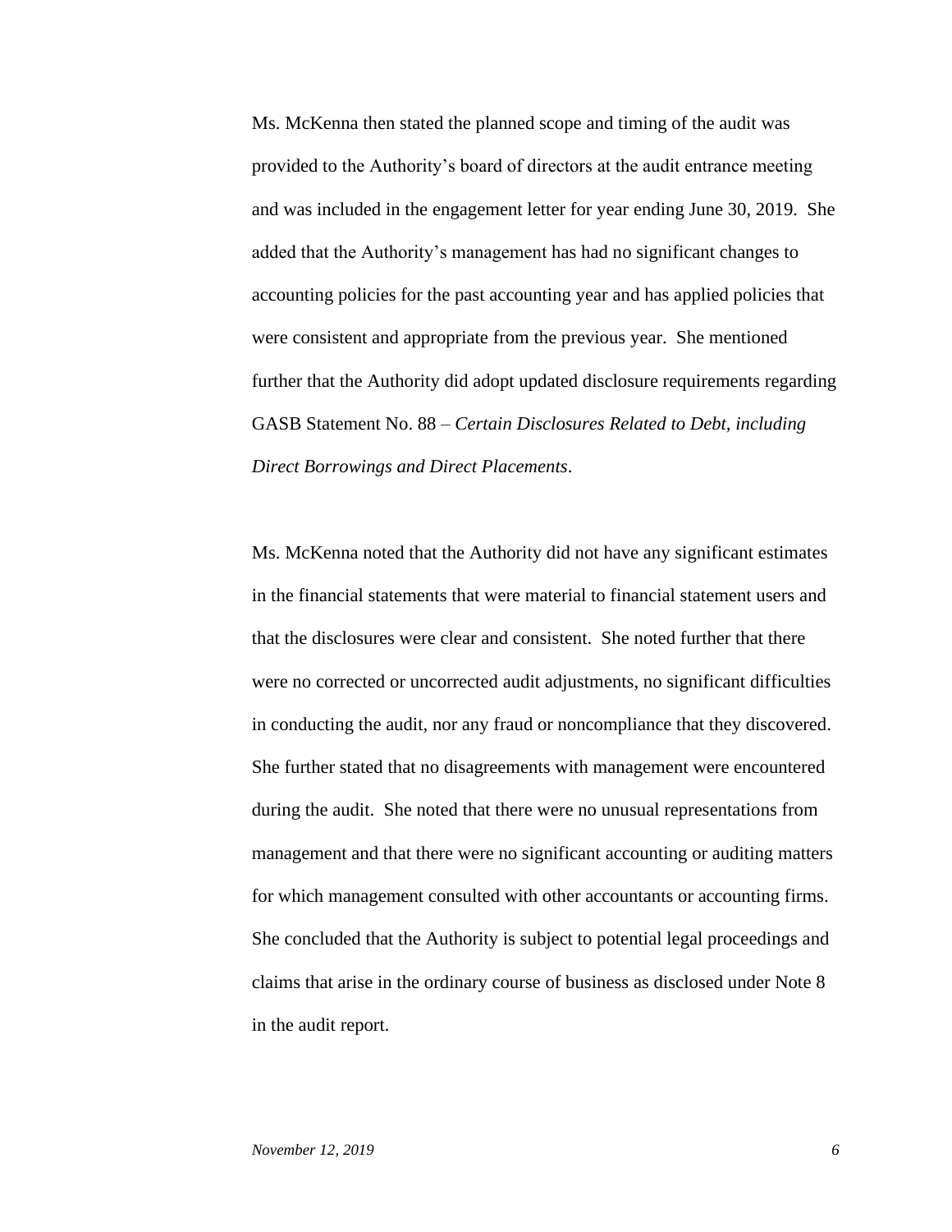Ms. McKenna then stated the planned scope and timing of the audit was provided to the Authority's board of directors at the audit entrance meeting and was included in the engagement letter for year ending June 30, 2019. She added that the Authority's management has had no significant changes to accounting policies for the past accounting year and has applied policies that were consistent and appropriate from the previous year. She mentioned further that the Authority did adopt updated disclosure requirements regarding GASB Statement No. 88 – *Certain Disclosures Related to Debt, including Direct Borrowings and Direct Placements*.

Ms. McKenna noted that the Authority did not have any significant estimates in the financial statements that were material to financial statement users and that the disclosures were clear and consistent. She noted further that there were no corrected or uncorrected audit adjustments, no significant difficulties in conducting the audit, nor any fraud or noncompliance that they discovered. She further stated that no disagreements with management were encountered during the audit. She noted that there were no unusual representations from management and that there were no significant accounting or auditing matters for which management consulted with other accountants or accounting firms. She concluded that the Authority is subject to potential legal proceedings and claims that arise in the ordinary course of business as disclosed under Note 8 in the audit report.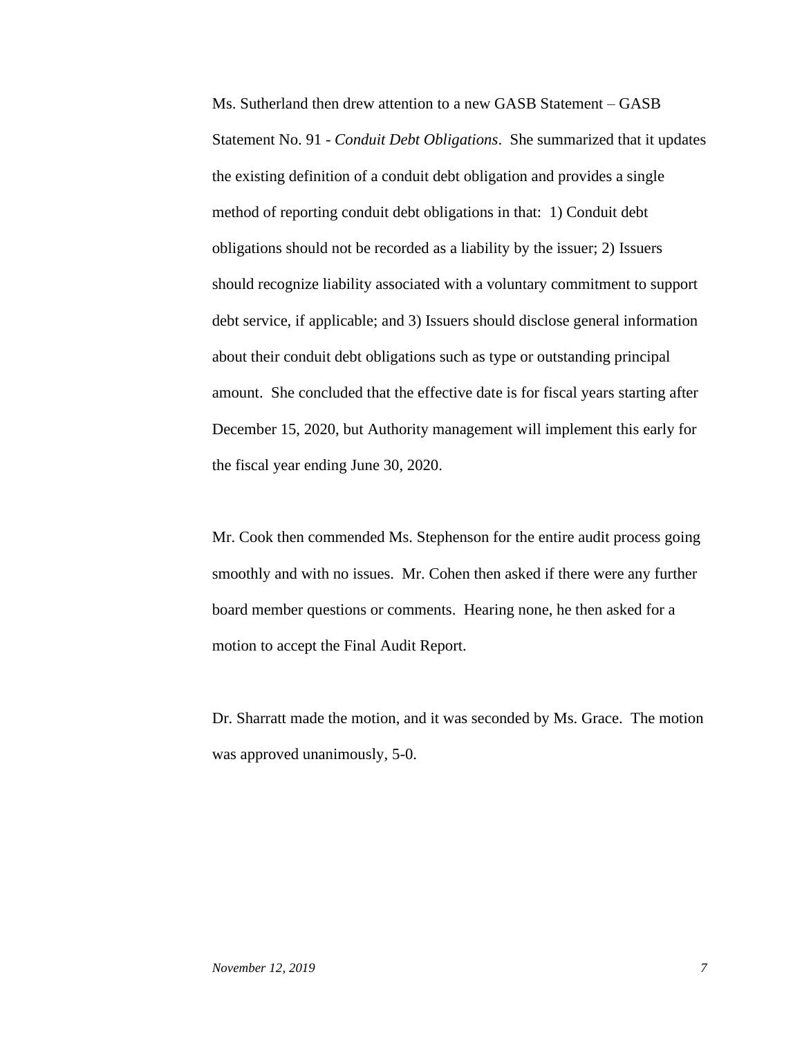Ms. Sutherland then drew attention to a new GASB Statement – GASB Statement No. 91 - *Conduit Debt Obligations*. She summarized that it updates the existing definition of a conduit debt obligation and provides a single method of reporting conduit debt obligations in that: 1) Conduit debt obligations should not be recorded as a liability by the issuer; 2) Issuers should recognize liability associated with a voluntary commitment to support debt service, if applicable; and 3) Issuers should disclose general information about their conduit debt obligations such as type or outstanding principal amount. She concluded that the effective date is for fiscal years starting after December 15, 2020, but Authority management will implement this early for the fiscal year ending June 30, 2020.

Mr. Cook then commended Ms. Stephenson for the entire audit process going smoothly and with no issues. Mr. Cohen then asked if there were any further board member questions or comments. Hearing none, he then asked for a motion to accept the Final Audit Report.

Dr. Sharratt made the motion, and it was seconded by Ms. Grace. The motion was approved unanimously, 5-0.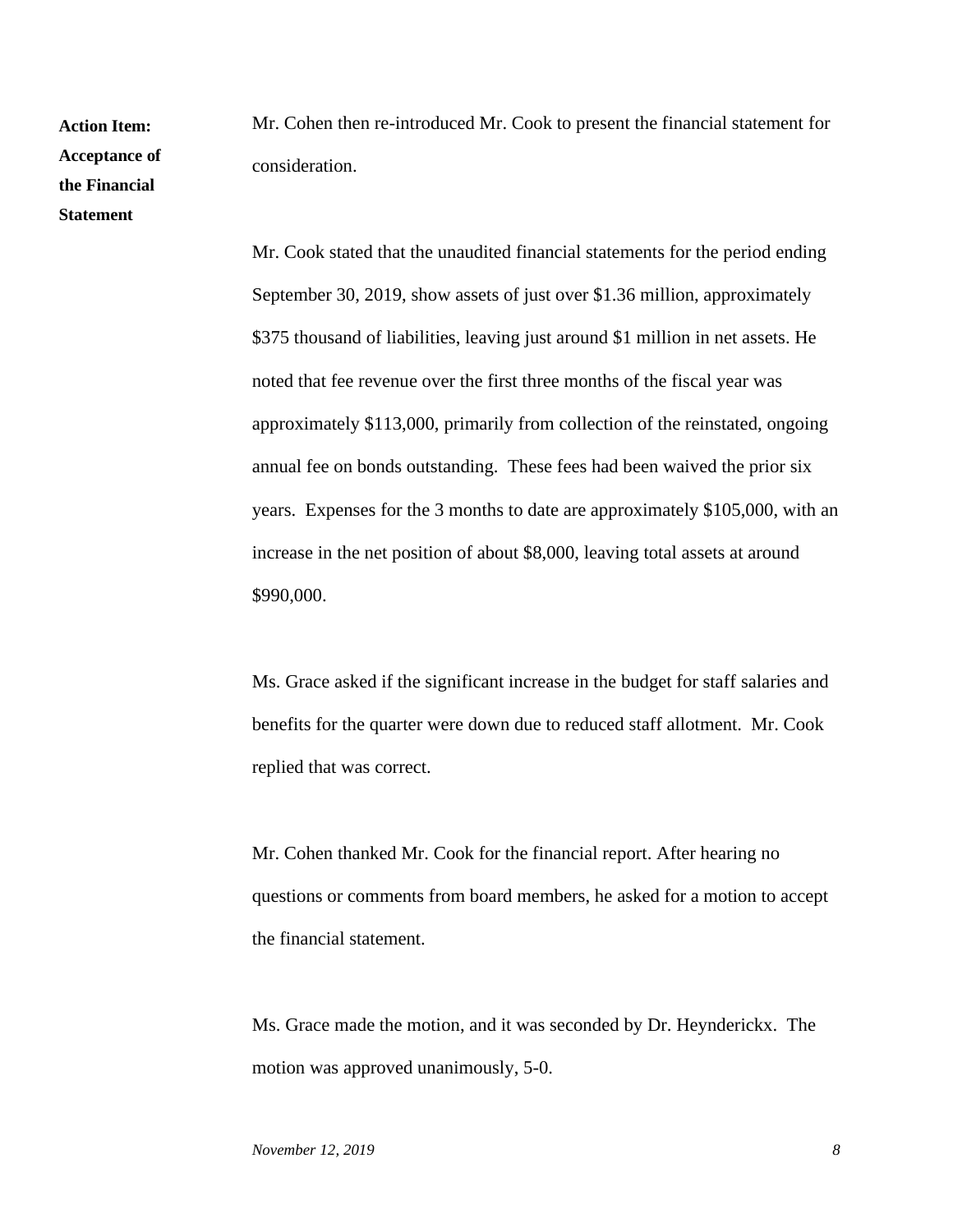**Action Item: Acceptance of the Financial Statement**

Mr. Cohen then re-introduced Mr. Cook to present the financial statement for consideration.

Mr. Cook stated that the unaudited financial statements for the period ending September 30, 2019, show assets of just over $1.36 million, approximately $375 thousand of liabilities, leaving just around $1 million in net assets. He noted that fee revenue over the first three months of the fiscal year was approximately $113,000, primarily from collection of the reinstated, ongoing annual fee on bonds outstanding. These fees had been waived the prior six years. Expenses for the 3 months to date are approximately $105,000, with an increase in the net position of about $8,000, leaving total assets at around $990,000.

Ms. Grace asked if the significant increase in the budget for staff salaries and benefits for the quarter were down due to reduced staff allotment. Mr. Cook replied that was correct.

Mr. Cohen thanked Mr. Cook for the financial report. After hearing no questions or comments from board members, he asked for a motion to accept the financial statement.

Ms. Grace made the motion, and it was seconded by Dr. Heynderickx. The motion was approved unanimously, 5-0.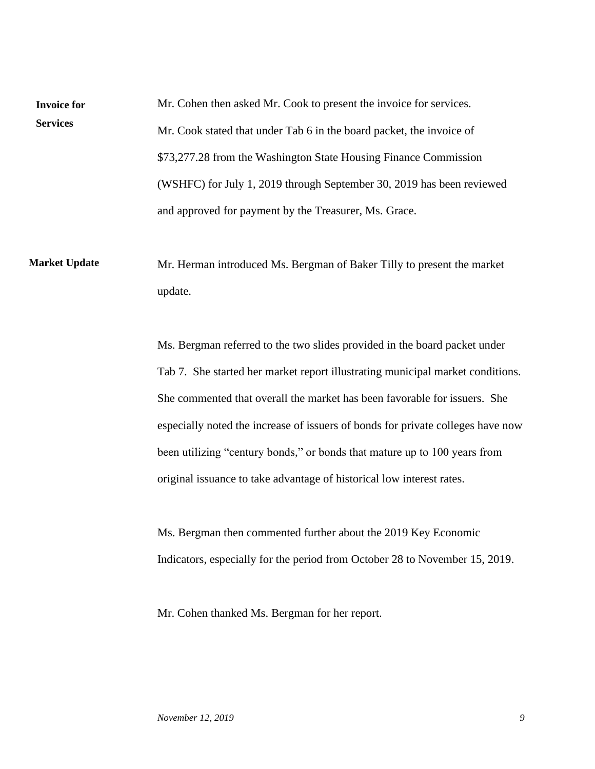**Invoice for Services**

Mr. Cohen then asked Mr. Cook to present the invoice for services. Mr. Cook stated that under Tab 6 in the board packet, the invoice of $73,277.28 from the Washington State Housing Finance Commission (WSHFC) for July 1, 2019 through September 30, 2019 has been reviewed and approved for payment by the Treasurer, Ms. Grace.

**Market Update**

Mr. Herman introduced Ms. Bergman of Baker Tilly to present the market update.

Ms. Bergman referred to the two slides provided in the board packet under Tab 7. She started her market report illustrating municipal market conditions. She commented that overall the market has been favorable for issuers. She especially noted the increase of issuers of bonds for private colleges have now been utilizing "century bonds," or bonds that mature up to 100 years from original issuance to take advantage of historical low interest rates.

Ms. Bergman then commented further about the 2019 Key Economic Indicators, especially for the period from October 28 to November 15, 2019.

Mr. Cohen thanked Ms. Bergman for her report.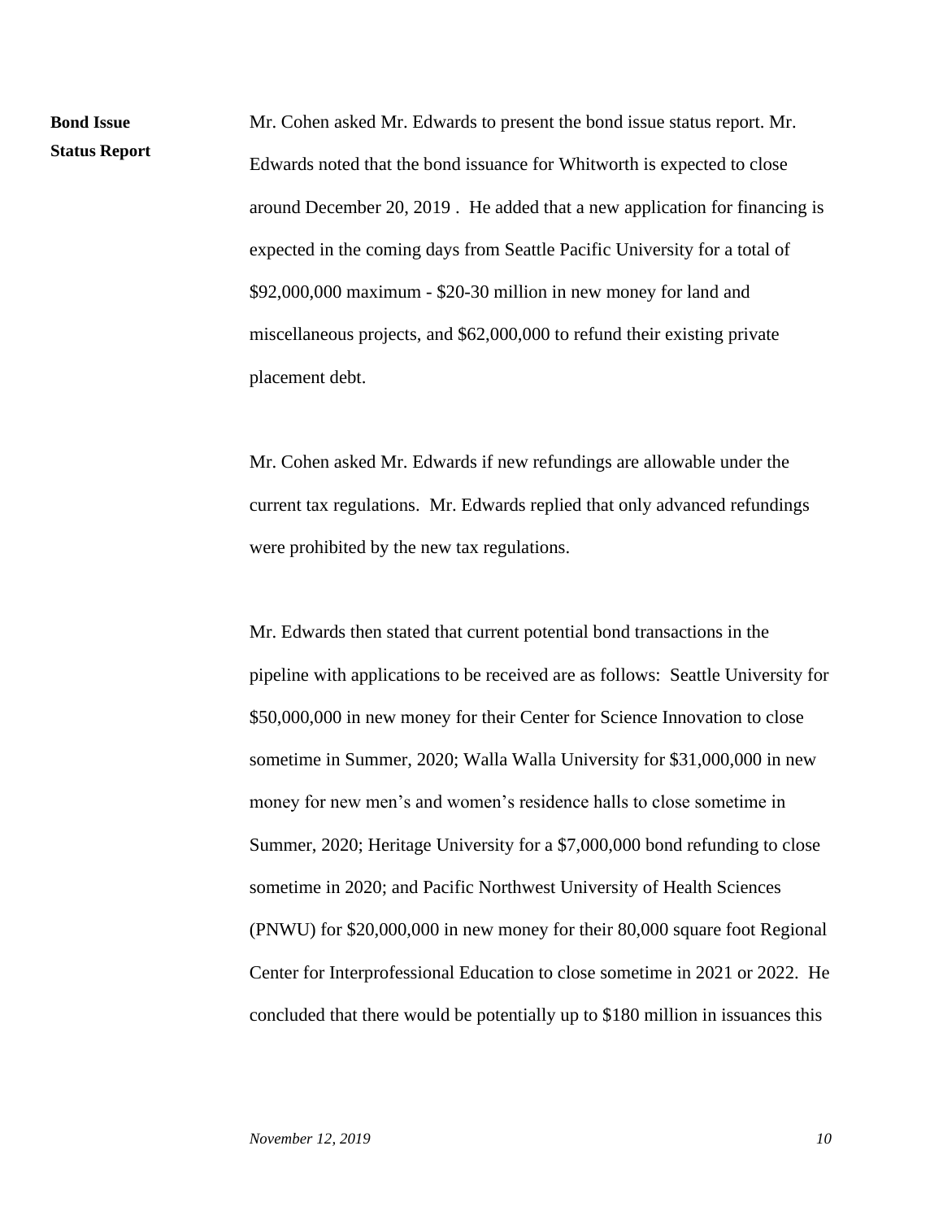**Bond Issue Status Report**

Mr. Cohen asked Mr. Edwards to present the bond issue status report. Mr. Edwards noted that the bond issuance for Whitworth is expected to close around December 20, 2019 . He added that a new application for financing is expected in the coming days from Seattle Pacific University for a total of $92,000,000 maximum - $20-30 million in new money for land and miscellaneous projects, and $62,000,000 to refund their existing private placement debt.

Mr. Cohen asked Mr. Edwards if new refundings are allowable under the current tax regulations. Mr. Edwards replied that only advanced refundings were prohibited by the new tax regulations.

Mr. Edwards then stated that current potential bond transactions in the pipeline with applications to be received are as follows: Seattle University for $50,000,000 in new money for their Center for Science Innovation to close sometime in Summer, 2020; Walla Walla University for $31,000,000 in new money for new men's and women's residence halls to close sometime in Summer, 2020; Heritage University for a $7,000,000 bond refunding to close sometime in 2020; and Pacific Northwest University of Health Sciences (PNWU) for $20,000,000 in new money for their 80,000 square foot Regional Center for Interprofessional Education to close sometime in 2021 or 2022. He concluded that there would be potentially up to $180 million in issuances this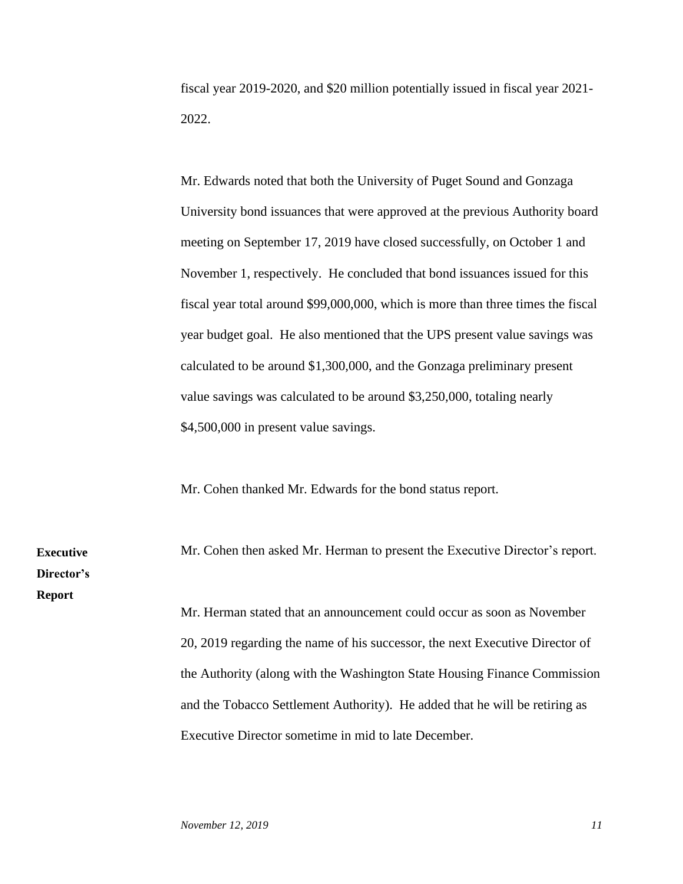fiscal year 2019-2020, and $20 million potentially issued in fiscal year 2021-2022.

Mr. Edwards noted that both the University of Puget Sound and Gonzaga University bond issuances that were approved at the previous Authority board meeting on September 17, 2019 have closed successfully, on October 1 and November 1, respectively. He concluded that bond issuances issued for this fiscal year total around $99,000,000, which is more than three times the fiscal year budget goal. He also mentioned that the UPS present value savings was calculated to be around $1,300,000, and the Gonzaga preliminary present value savings was calculated to be around $3,250,000, totaling nearly $4,500,000 in present value savings.

Mr. Cohen thanked Mr. Edwards for the bond status report.

**Executive Director's Report**

Mr. Cohen then asked Mr. Herman to present the Executive Director's report.

Mr. Herman stated that an announcement could occur as soon as November 20, 2019 regarding the name of his successor, the next Executive Director of the Authority (along with the Washington State Housing Finance Commission and the Tobacco Settlement Authority). He added that he will be retiring as Executive Director sometime in mid to late December.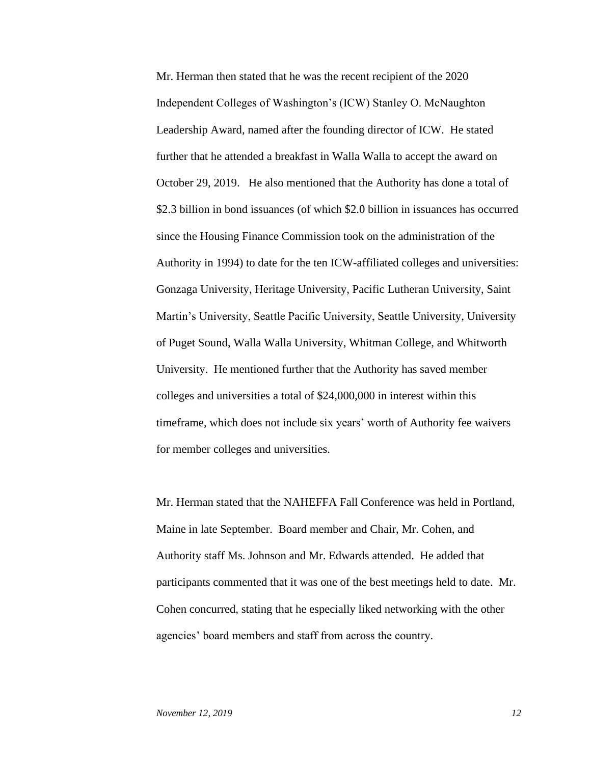Mr. Herman then stated that he was the recent recipient of the 2020 Independent Colleges of Washington's (ICW) Stanley O. McNaughton Leadership Award, named after the founding director of ICW. He stated further that he attended a breakfast in Walla Walla to accept the award on October 29, 2019. He also mentioned that the Authority has done a total of $2.3 billion in bond issuances (of which $2.0 billion in issuances has occurred since the Housing Finance Commission took on the administration of the Authority in 1994) to date for the ten ICW-affiliated colleges and universities: Gonzaga University, Heritage University, Pacific Lutheran University, Saint Martin's University, Seattle Pacific University, Seattle University, University of Puget Sound, Walla Walla University, Whitman College, and Whitworth University. He mentioned further that the Authority has saved member colleges and universities a total of $24,000,000 in interest within this timeframe, which does not include six years' worth of Authority fee waivers for member colleges and universities.

Mr. Herman stated that the NAHEFFA Fall Conference was held in Portland, Maine in late September. Board member and Chair, Mr. Cohen, and Authority staff Ms. Johnson and Mr. Edwards attended. He added that participants commented that it was one of the best meetings held to date. Mr. Cohen concurred, stating that he especially liked networking with the other agencies' board members and staff from across the country.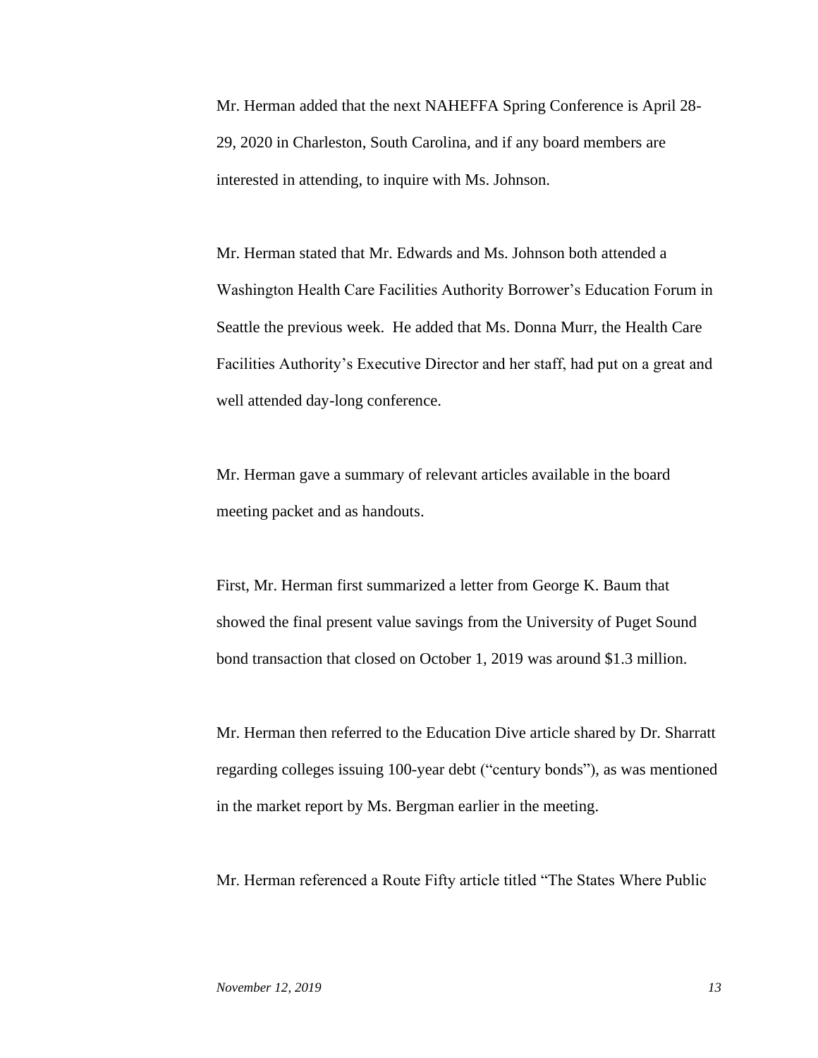Mr. Herman added that the next NAHEFFA Spring Conference is April 28-29, 2020 in Charleston, South Carolina, and if any board members are interested in attending, to inquire with Ms. Johnson.

Mr. Herman stated that Mr. Edwards and Ms. Johnson both attended a Washington Health Care Facilities Authority Borrower's Education Forum in Seattle the previous week. He added that Ms. Donna Murr, the Health Care Facilities Authority's Executive Director and her staff, had put on a great and well attended day-long conference.

Mr. Herman gave a summary of relevant articles available in the board meeting packet and as handouts.

First, Mr. Herman first summarized a letter from George K. Baum that showed the final present value savings from the University of Puget Sound bond transaction that closed on October 1, 2019 was around $1.3 million.

Mr. Herman then referred to the Education Dive article shared by Dr. Sharratt regarding colleges issuing 100-year debt ("century bonds"), as was mentioned in the market report by Ms. Bergman earlier in the meeting.

Mr. Herman referenced a Route Fifty article titled "The States Where Public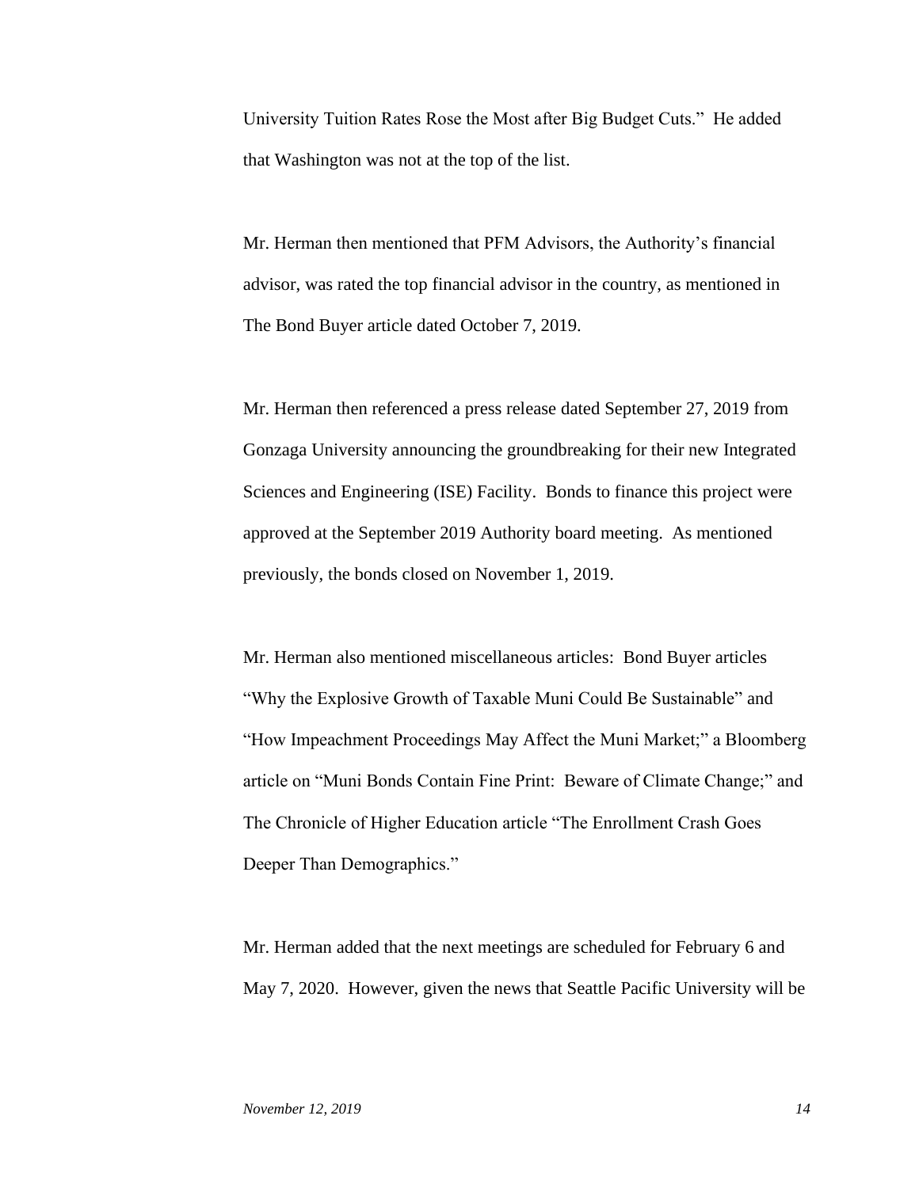University Tuition Rates Rose the Most after Big Budget Cuts." He added that Washington was not at the top of the list.

Mr. Herman then mentioned that PFM Advisors, the Authority's financial advisor, was rated the top financial advisor in the country, as mentioned in The Bond Buyer article dated October 7, 2019.

Mr. Herman then referenced a press release dated September 27, 2019 from Gonzaga University announcing the groundbreaking for their new Integrated Sciences and Engineering (ISE) Facility. Bonds to finance this project were approved at the September 2019 Authority board meeting. As mentioned previously, the bonds closed on November 1, 2019.

Mr. Herman also mentioned miscellaneous articles: Bond Buyer articles "Why the Explosive Growth of Taxable Muni Could Be Sustainable" and "How Impeachment Proceedings May Affect the Muni Market;" a Bloomberg article on "Muni Bonds Contain Fine Print: Beware of Climate Change;" and The Chronicle of Higher Education article "The Enrollment Crash Goes Deeper Than Demographics."

Mr. Herman added that the next meetings are scheduled for February 6 and May 7, 2020. However, given the news that Seattle Pacific University will be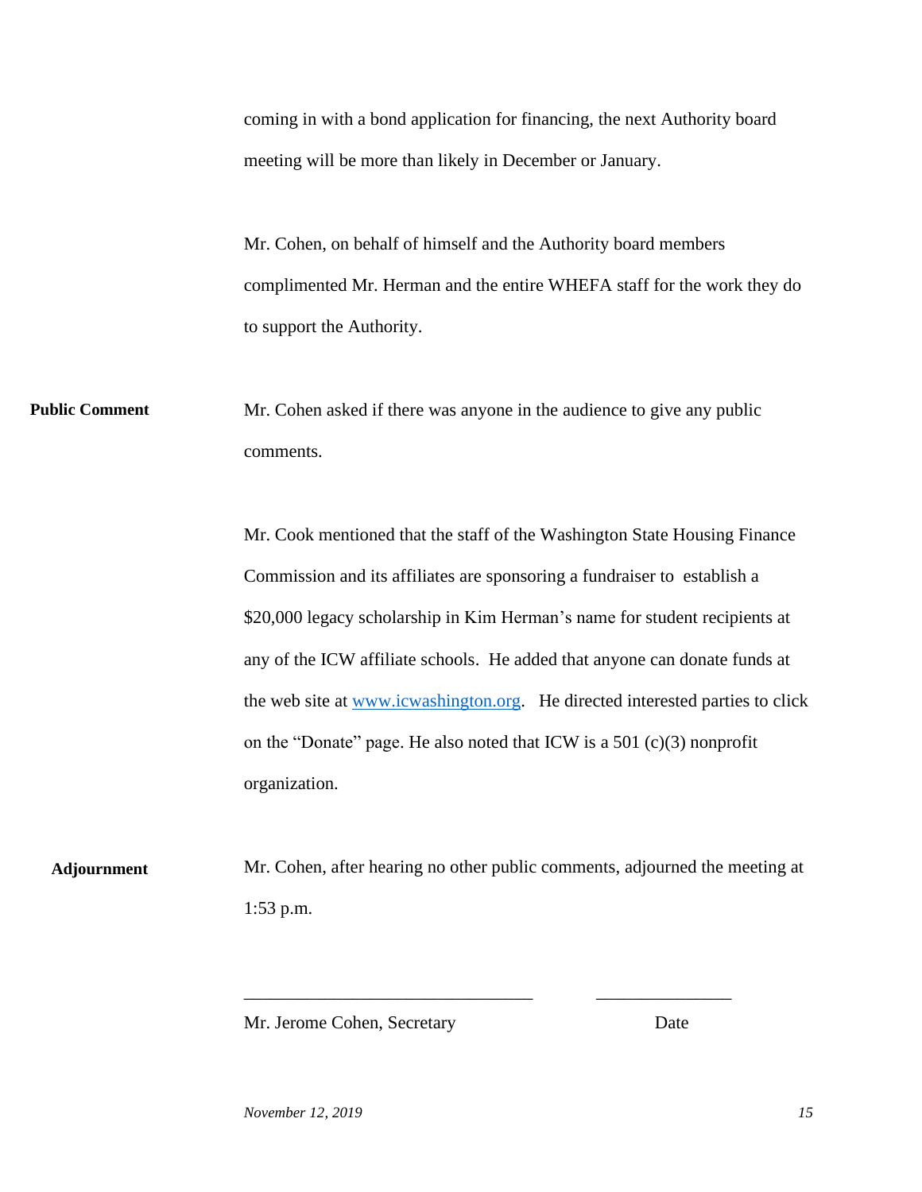coming in with a bond application for financing, the next Authority board meeting will be more than likely in December or January.

Mr. Cohen, on behalf of himself and the Authority board members complimented Mr. Herman and the entire WHEFA staff for the work they do to support the Authority.

**Public Comment**

Mr. Cohen asked if there was anyone in the audience to give any public comments.

Mr. Cook mentioned that the staff of the Washington State Housing Finance Commission and its affiliates are sponsoring a fundraiser to establish a $20,000 legacy scholarship in Kim Herman's name for student recipients at any of the ICW affiliate schools. He added that anyone can donate funds at the web site at www.icwashington.org. He directed interested parties to click on the "Donate" page. He also noted that ICW is a 501 (c)(3) nonprofit organization.

**Adjournment**

Mr. Cohen, after hearing no other public comments, adjourned the meeting at 1:53 p.m.

\_\_\_\_\_\_\_\_\_\_\_\_\_\_\_\_\_\_\_\_\_\_\_\_\_\_\_\_\_\_\_\_ \_\_\_\_\_\_\_\_\_\_\_\_\_\_\_

Mr. Jerome Cohen, Secretary Date

*November 12, 2019*